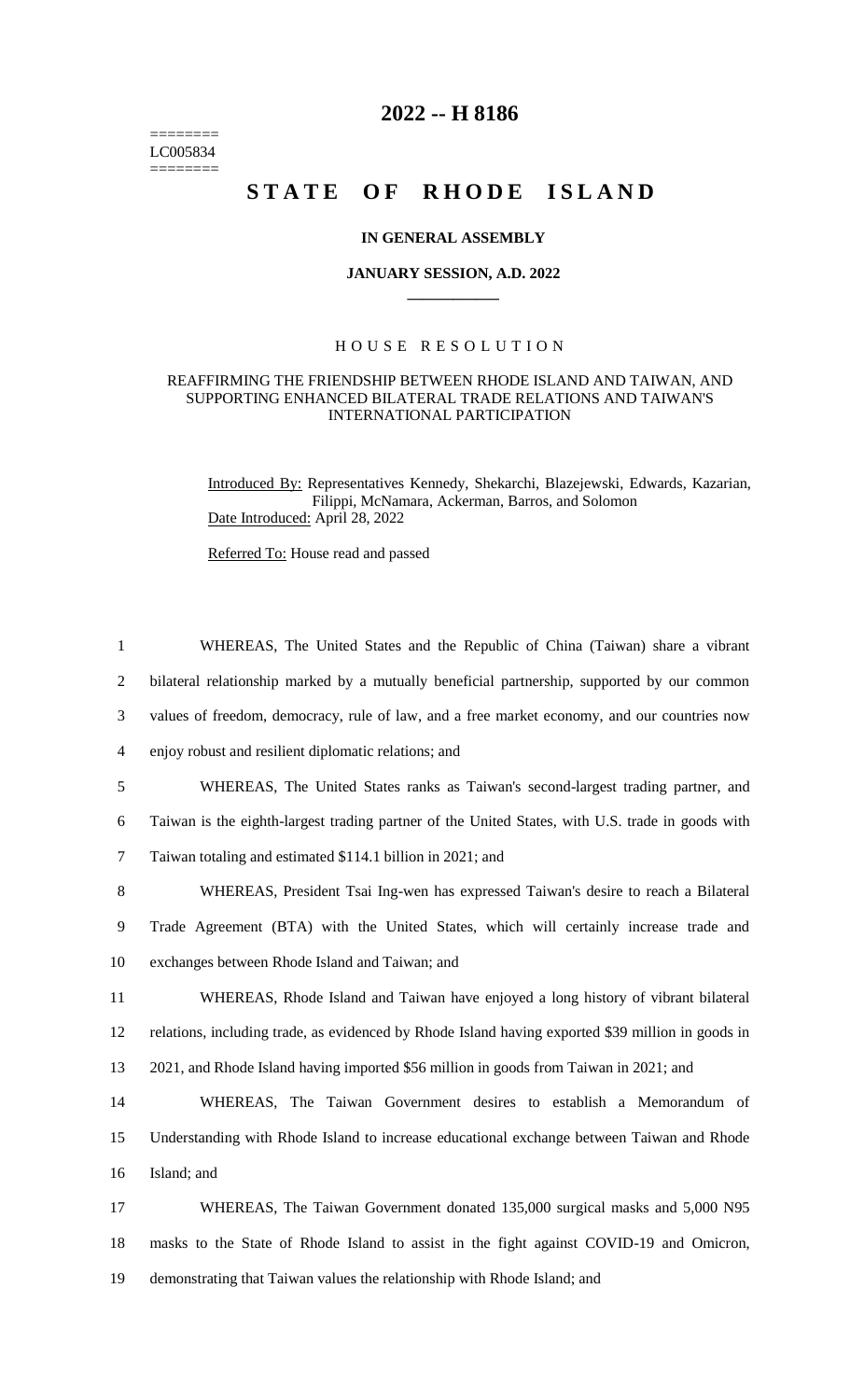========
LC005834
========

# 2022 -- H 8186

# STATE OF RHODE ISLAND

**IN GENERAL ASSEMBLY**

**JANUARY SESSION, A.D. 2022**

H O U S E   R E S O L U T I O N

REAFFIRMING THE FRIENDSHIP BETWEEN RHODE ISLAND AND TAIWAN, AND SUPPORTING ENHANCED BILATERAL TRADE RELATIONS AND TAIWAN'S INTERNATIONAL PARTICIPATION

Introduced By: Representatives Kennedy, Shekarchi, Blazejewski, Edwards, Kazarian, Filippi, McNamara, Ackerman, Barros, and Solomon

Date Introduced: April 28, 2022

Referred To: House read and passed

1 WHEREAS, The United States and the Republic of China (Taiwan) share a vibrant
2 bilateral relationship marked by a mutually beneficial partnership, supported by our common
3 values of freedom, democracy, rule of law, and a free market economy, and our countries now
4 enjoy robust and resilient diplomatic relations; and

5 WHEREAS, The United States ranks as Taiwan's second-largest trading partner, and
6 Taiwan is the eighth-largest trading partner of the United States, with U.S. trade in goods with
7 Taiwan totaling and estimated $114.1 billion in 2021; and

8 WHEREAS, President Tsai Ing-wen has expressed Taiwan's desire to reach a Bilateral
9 Trade Agreement (BTA) with the United States, which will certainly increase trade and
10 exchanges between Rhode Island and Taiwan; and

11 WHEREAS, Rhode Island and Taiwan have enjoyed a long history of vibrant bilateral
12 relations, including trade, as evidenced by Rhode Island having exported $39 million in goods in
13 2021, and Rhode Island having imported $56 million in goods from Taiwan in 2021; and

14 WHEREAS, The Taiwan Government desires to establish a Memorandum of
15 Understanding with Rhode Island to increase educational exchange between Taiwan and Rhode
16 Island; and

17 WHEREAS, The Taiwan Government donated 135,000 surgical masks and 5,000 N95
18 masks to the State of Rhode Island to assist in the fight against COVID-19 and Omicron,
19 demonstrating that Taiwan values the relationship with Rhode Island; and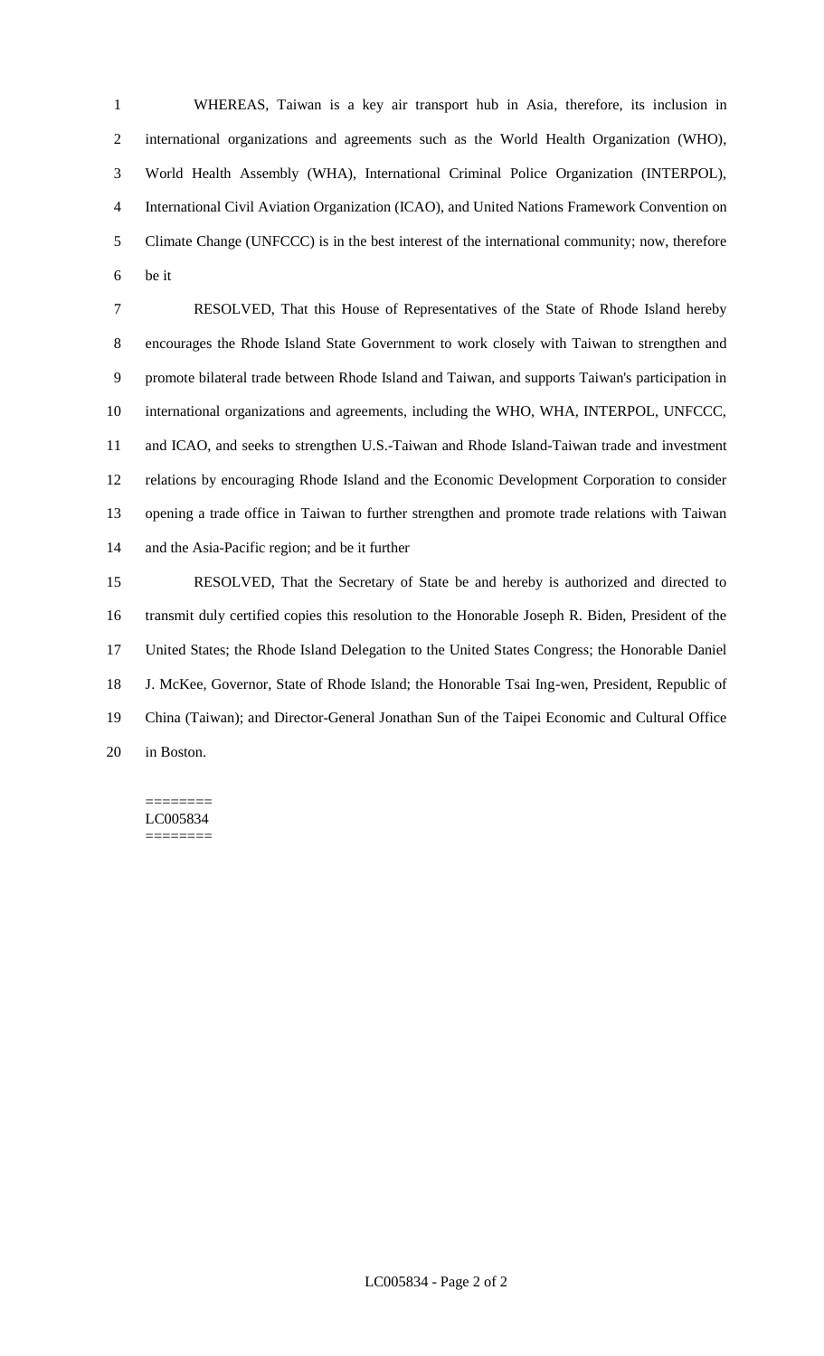WHEREAS, Taiwan is a key air transport hub in Asia, therefore, its inclusion in international organizations and agreements such as the World Health Organization (WHO), World Health Assembly (WHA), International Criminal Police Organization (INTERPOL), International Civil Aviation Organization (ICAO), and United Nations Framework Convention on Climate Change (UNFCCC) is in the best interest of the international community; now, therefore be it

RESOLVED, That this House of Representatives of the State of Rhode Island hereby encourages the Rhode Island State Government to work closely with Taiwan to strengthen and promote bilateral trade between Rhode Island and Taiwan, and supports Taiwan's participation in international organizations and agreements, including the WHO, WHA, INTERPOL, UNFCCC, and ICAO, and seeks to strengthen U.S.-Taiwan and Rhode Island-Taiwan trade and investment relations by encouraging Rhode Island and the Economic Development Corporation to consider opening a trade office in Taiwan to further strengthen and promote trade relations with Taiwan and the Asia-Pacific region; and be it further

RESOLVED, That the Secretary of State be and hereby is authorized and directed to transmit duly certified copies this resolution to the Honorable Joseph R. Biden, President of the United States; the Rhode Island Delegation to the United States Congress; the Honorable Daniel J. McKee, Governor, State of Rhode Island; the Honorable Tsai Ing-wen, President, Republic of China (Taiwan); and Director-General Jonathan Sun of the Taipei Economic and Cultural Office in Boston.

========
LC005834
========